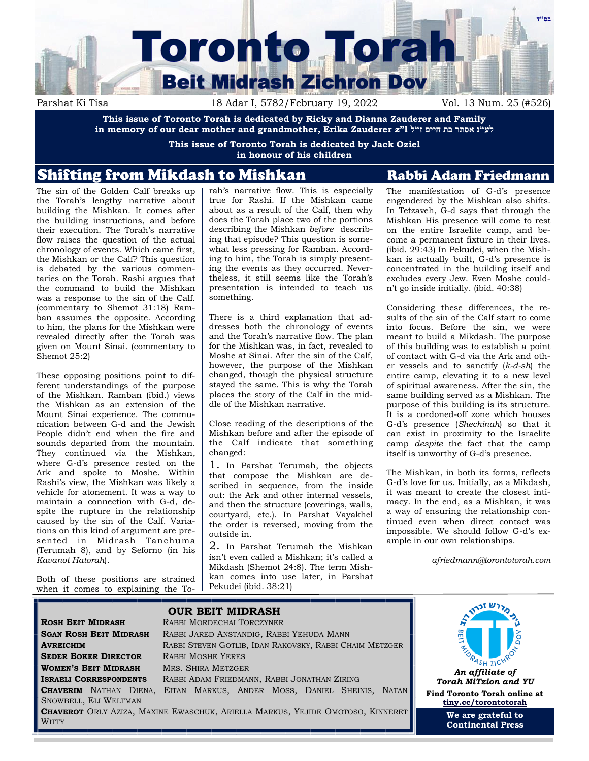בס"ד

# Toronto Torah
## Beit Midrash Zichron Dov

Parshat Ki Tisa | 18 Adar I, 5782/February 19, 2022 | Vol. 13 Num. 25 (#526)

**This issue of Toronto Torah is dedicated by Ricky and Dianna Zauderer and Family in memory of our dear mother and grandmother, Erika Zauderer z"l לע"נ אסתר בת חיים ז"ל**

**This issue of Toronto Torah is dedicated by Jack Oziel in honour of his children**

## Shifting from Mikdash to Mishkan

**Rabbi Adam Friedmann**

The sin of the Golden Calf breaks up the Torah's lengthy narrative about building the Mishkan. It comes after the building instructions, and before their execution. The Torah's narrative flow raises the question of the actual chronology of events. Which came first, the Mishkan or the Calf? This question is debated by the various commentaries on the Torah. Rashi argues that the command to build the Mishkan was a response to the sin of the Calf. (commentary to Shemot 31:18) Ramban assumes the opposite. According to him, the plans for the Mishkan were revealed directly after the Torah was given on Mount Sinai. (commentary to Shemot 25:2)

These opposing positions point to different understandings of the purpose of the Mishkan. Ramban (ibid.) views the Mishkan as an extension of the Mount Sinai experience. The communication between G-d and the Jewish People didn't end when the fire and sounds departed from the mountain. They continued via the Mishkan, where G-d's presence rested on the Ark and spoke to Moshe. Within Rashi's view, the Mishkan was likely a vehicle for atonement. It was a way to maintain a connection with G-d, despite the rupture in the relationship caused by the sin of the Calf. Variations on this kind of argument are presented in Midrash Tanchuma (Terumah 8), and by Seforno (in his *Kavanot Hatorah*).

Both of these positions are strained when it comes to explaining the Torah's narrative flow. This is especially true for Rashi. If the Mishkan came about as a result of the Calf, then why does the Torah place two of the portions describing the Mishkan *before* describing that episode? This question is somewhat less pressing for Ramban. According to him, the Torah is simply presenting the events as they occurred. Nevertheless, it still seems like the Torah's presentation is intended to teach us something.

There is a third explanation that addresses both the chronology of events and the Torah's narrative flow. The plan for the Mishkan was, in fact, revealed to Moshe at Sinai. After the sin of the Calf, however, the purpose of the Mishkan changed, though the physical structure stayed the same. This is why the Torah places the story of the Calf in the middle of the Mishkan narrative.

Close reading of the descriptions of the Mishkan before and after the episode of the Calf indicate that something changed:

1. In Parshat Terumah, the objects that compose the Mishkan are described in sequence, from the inside out: the Ark and other internal vessels, and then the structure (coverings, walls, courtyard, etc.). In Parshat Vayakhel the order is reversed, moving from the outside in.

2. In Parshat Terumah the Mishkan isn't even called a Mishkan; it's called a Mikdash (Shemot 24:8). The term Mishkan comes into use later, in Parshat Pekudei (ibid. 38:21)

The manifestation of G-d's presence engendered by the Mishkan also shifts. In Tetzaveh, G-d says that through the Mishkan His presence will come to rest on the entire Israelite camp, and become a permanent fixture in their lives. (ibid. 29:43) In Pekudei, when the Mishkan is actually built, G-d's presence is concentrated in the building itself and excludes every Jew. Even Moshe couldn't go inside initially. (ibid. 40:38)

Considering these differences, the results of the sin of the Calf start to come into focus. Before the sin, we were meant to build a Mikdash. The purpose of this building was to establish a point of contact with G-d via the Ark and other vessels and to sanctify (*k-d-sh*) the entire camp, elevating it to a new level of spiritual awareness. After the sin, the same building served as a Mishkan. The purpose of this building is its structure. It is a cordoned-off zone which houses G-d's presence (*Shechinah*) so that it can exist in proximity to the Israelite camp *despite* the fact that the camp itself is unworthy of G-d's presence.

The Mishkan, in both its forms, reflects G-d's love for us. Initially, as a Mikdash, it was meant to create the closest intimacy. In the end, as a Mishkan, it was a way of ensuring the relationship continued even when direct contact was impossible. We should follow G-d's example in our own relationships.

*afriedmann@torontotorah.com*

### OUR BEIT MIDRASH

**Rosh Beit Midrash** Rabbi Mordechai Torczyner
**Sgan Rosh Beit Midrash** Rabbi Jared Anstandig, Rabbi Yehuda Mann
**Avreichim** Rabbi Steven Gotlib, Idan Rakovsky, Rabbi Chaim Metzger
**Seder Boker Director** Rabbi Moshe Yeres
**Women's Beit Midrash** Mrs. Shira Metzger
**Israeli Correspondents** Rabbi Adam Friedmann, Rabbi Jonathan Ziring
**Chaverim** Nathan Diena, Eitan Markus, Ander Moss, Daniel Sheinis, Natan Snowbell, Eli Weltman
**Chaverot** Orly Aziza, Maxine Ewaschuk, Ariella Markus, Yejide Omotoso, Kinneret Witty

*An affiliate of Torah MiTzion and YU*

**Find Toronto Torah online at tiny.cc/torontotorah**

**We are grateful to Continental Press**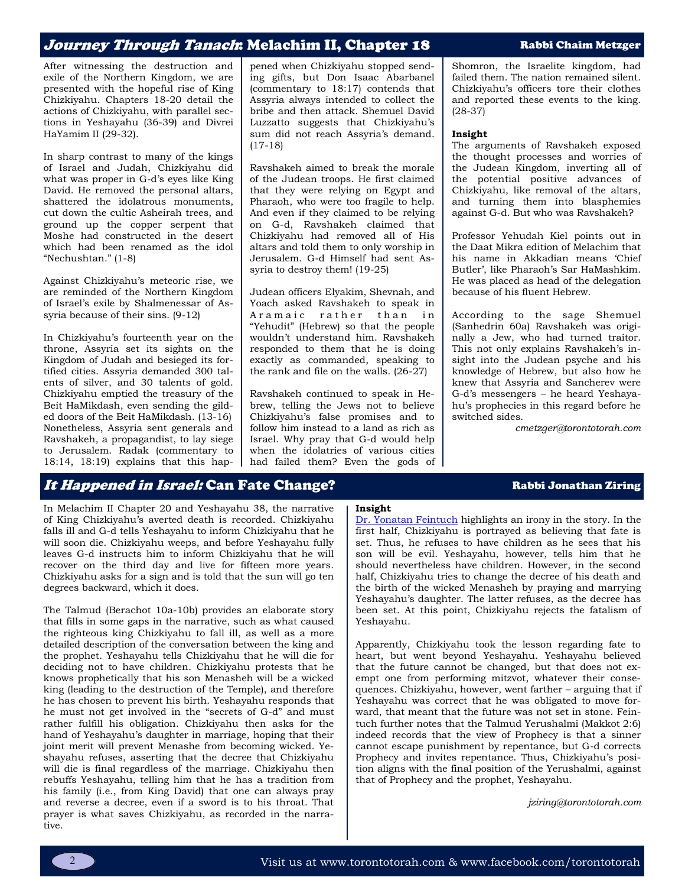## *Journey Through Tanach*: Melachim II, Chapter 18

**Rabbi Chaim Metzger**

After witnessing the destruction and exile of the Northern Kingdom, we are presented with the hopeful rise of King Chizkiyahu. Chapters 18-20 detail the actions of Chizkiyahu, with parallel sections in Yeshayahu (36-39) and Divrei HaYamim II (29-32).

In sharp contrast to many of the kings of Israel and Judah, Chizkiyahu did what was proper in G-d's eyes like King David. He removed the personal altars, shattered the idolatrous monuments, cut down the cultic Asheirah trees, and ground up the copper serpent that Moshe had constructed in the desert which had been renamed as the idol "Nechushtan." (1-8)

Against Chizkiyahu's meteoric rise, we are reminded of the Northern Kingdom of Israel's exile by Shalmenessar of Assyria because of their sins. (9-12)

In Chizkiyahu's fourteenth year on the throne, Assyria set its sights on the Kingdom of Judah and besieged its fortified cities. Assyria demanded 300 talents of silver, and 30 talents of gold. Chizkiyahu emptied the treasury of the Beit HaMikdash, even sending the gilded doors of the Beit HaMikdash. (13-16) Nonetheless, Assyria sent generals and Ravshakeh, a propagandist, to lay siege to Jerusalem. Radak (commentary to 18:14, 18:19) explains that this happened when Chizkiyahu stopped sending gifts, but Don Isaac Abarbanel (commentary to 18:17) contends that Assyria always intended to collect the bribe and then attack. Shemuel David Luzzatto suggests that Chizkiyahu's sum did not reach Assyria's demand. (17-18)

Ravshakeh aimed to break the morale of the Judean troops. He first claimed that they were relying on Egypt and Pharaoh, who were too fragile to help. And even if they claimed to be relying on G-d, Ravshakeh claimed that Chizkiyahu had removed all of His altars and told them to only worship in Jerusalem. G-d Himself had sent Assyria to destroy them! (19-25)

Judean officers Elyakim, Shevnah, and Yoach asked Ravshakeh to speak in Aramaic rather than in "Yehudit" (Hebrew) so that the people wouldn't understand him. Ravshakeh responded to them that he is doing exactly as commanded, speaking to the rank and file on the walls. (26-27)

Ravshakeh continued to speak in Hebrew, telling the Jews not to believe Chizkiyahu's false promises and to follow him instead to a land as rich as Israel. Why pray that G-d would help when the idolatries of various cities had failed them? Even the gods of Shomron, the Israelite kingdom, had failed them. The nation remained silent. Chizkiyahu's officers tore their clothes and reported these events to the king. (28-37)

**Insight**

The arguments of Ravshakeh exposed the thought processes and worries of the Judean Kingdom, inverting all of the potential positive advances of Chizkiyahu, like removal of the altars, and turning them into blasphemies against G-d. But who was Ravshakeh?

Professor Yehudah Kiel points out in the Daat Mikra edition of Melachim that his name in Akkadian means 'Chief Butler', like Pharaoh's Sar HaMashkim. He was placed as head of the delegation because of his fluent Hebrew.

According to the sage Shemuel (Sanhedrin 60a) Ravshakeh was originally a Jew, who had turned traitor. This not only explains Ravshakeh's insight into the Judean psyche and his knowledge of Hebrew, but also how he knew that Assyria and Sancherev were G-d's messengers – he heard Yeshayahu's prophecies in this regard before he switched sides.

*cmetzger@torontotorah.com*

## *It Happened in Israel:* Can Fate Change?

**Rabbi Jonathan Ziring**

In Melachim II Chapter 20 and Yeshayahu 38, the narrative of King Chizkiyahu's averted death is recorded. Chizkiyahu falls ill and G-d tells Yeshayahu to inform Chizkiyahu that he will soon die. Chizkiyahu weeps, and before Yeshayahu fully leaves G-d instructs him to inform Chizkiyahu that he will recover on the third day and live for fifteen more years. Chizkiyahu asks for a sign and is told that the sun will go ten degrees backward, which it does.

The Talmud (Berachot 10a-10b) provides an elaborate story that fills in some gaps in the narrative, such as what caused the righteous king Chizkiyahu to fall ill, as well as a more detailed description of the conversation between the king and the prophet. Yeshayahu tells Chizkiyahu that he will die for deciding not to have children. Chizkiyahu protests that he knows prophetically that his son Menasheh will be a wicked king (leading to the destruction of the Temple), and therefore he has chosen to prevent his birth. Yeshayahu responds that he must not get involved in the "secrets of G-d" and must rather fulfill his obligation. Chizkiyahu then asks for the hand of Yeshayahu's daughter in marriage, hoping that their joint merit will prevent Menashe from becoming wicked. Yeshayahu refuses, asserting that the decree that Chizkiyahu will die is final regardless of the marriage. Chizkiyahu then rebuffs Yeshayahu, telling him that he has a tradition from his family (i.e., from King David) that one can always pray and reverse a decree, even if a sword is to his throat. That prayer is what saves Chizkiyahu, as recorded in the narrative.

**Insight**

Dr. Yonatan Feintuch highlights an irony in the story. In the first half, Chizkiyahu is portrayed as believing that fate is set. Thus, he refuses to have children as he sees that his son will be evil. Yeshayahu, however, tells him that he should nevertheless have children. However, in the second half, Chizkiyahu tries to change the decree of his death and the birth of the wicked Menasheh by praying and marrying Yeshayahu's daughter. The latter refuses, as the decree has been set. At this point, Chizkiyahu rejects the fatalism of Yeshayahu.

Apparently, Chizkiyahu took the lesson regarding fate to heart, but went beyond Yeshayahu. Yeshayahu believed that the future cannot be changed, but that does not exempt one from performing mitzvot, whatever their consequences. Chizkiyahu, however, went farther – arguing that if Yeshayahu was correct that he was obligated to move forward, that meant that the future was not set in stone. Feintuch further notes that the Talmud Yerushalmi (Makkot 2:6) indeed records that the view of Prophecy is that a sinner cannot escape punishment by repentance, but G-d corrects Prophecy and invites repentance. Thus, Chizkiyahu's position aligns with the final position of the Yerushalmi, against that of Prophecy and the prophet, Yeshayahu.

*jziring@torontotorah.com*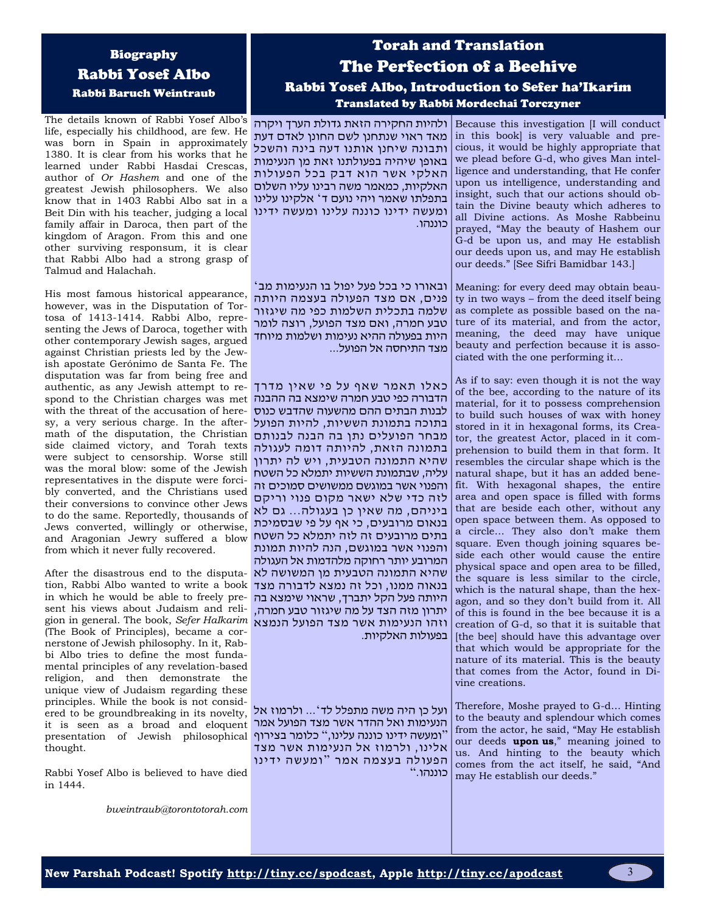## Biography

# Rabbi Yosef Albo

### Rabbi Baruch Weintraub

The details known of Rabbi Yosef Albo's life, especially his childhood, are few. He was born in Spain in approximately 1380. It is clear from his works that he learned under Rabbi Hasdai Crescas, author of *Or Hashem* and one of the greatest Jewish philosophers. We also know that in 1403 Rabbi Albo sat in a Beit Din with his teacher, judging a local family affair in Daroca, then part of the kingdom of Aragon. From this and one other surviving responsum, it is clear that Rabbi Albo had a strong grasp of Talmud and Halachah.

His most famous historical appearance, however, was in the Disputation of Tortosa of 1413-1414. Rabbi Albo, representing the Jews of Daroca, together with other contemporary Jewish sages, argued against Christian priests led by the Jewish apostate Gerónimo de Santa Fe. The disputation was far from being free and authentic, as any Jewish attempt to respond to the Christian charges was met with the threat of the accusation of heresy, a very serious charge. In the aftermath of the disputation, the Christian side claimed victory, and Torah texts were subject to censorship. Worse still was the moral blow: some of the Jewish representatives in the dispute were forcibly converted, and the Christians used their conversions to convince other Jews to do the same. Reportedly, thousands of Jews converted, willingly or otherwise, and Aragonian Jewry suffered a blow from which it never fully recovered.

After the disastrous end to the disputation, Rabbi Albo wanted to write a book in which he would be able to freely present his views about Judaism and religion in general. The book, *Sefer HaIkarim* (The Book of Principles), became a cornerstone of Jewish philosophy. In it, Rabbi Albo tries to define the most fundamental principles of any revelation-based religion, and then demonstrate the unique view of Judaism regarding these principles. While the book is not considered to be groundbreaking in its novelty, it is seen as a broad and eloquent presentation of Jewish philosophical thought.

Rabbi Yosef Albo is believed to have died in 1444.

bweintraub@torontotorah.com

## Torah and Translation

# The Perfection of a Beehive

### Rabbi Yosef Albo, Introduction to Sefer ha'Ikarim

### Translated by Rabbi Mordechai Torczyner

ולהיות החקירה הזאת גדולת הערך ויקרה מאד ראוי שנתחנן לשם החונן לאדם דעת ותבונה שיחנן אותנו דעה בינה והשכל באופן שיהיה בפעולתנו זאת מן הנעימות האלקי אשר הוא דבק בכל הפעולות האלקיות, כמאמר משה רבינו עליו השלום בתפלתו שאמר ויהי נועם ד' אלקינו עלינו ומעשה ידינו כוננה עלינו ומעשה ידינו כוננהו.

Because this investigation [I will conduct in this book] is very valuable and precious, it would be highly appropriate that we plead before G-d, who gives Man intelligence and understanding, that He confer upon us intelligence, understanding and insight, such that our actions should obtain the Divine beauty which adheres to all Divine actions. As Moshe Rabbeinu prayed, "May the beauty of Hashem our G-d be upon us, and may He establish our deeds upon us, and may He establish our deeds." [See Sifri Bamidbar 143.]

ובאורו כי בכל פעל יפול בו הנעימות מב' פנים, אם מצד הפעולה בעצמה היותה שלמה בתכלית השלמות כפי מה שיגזור טבע חמרה, ואם מצד הפועל, רוצה לומר היות בפעולה ההיא נעימות ושלמות מיוחד מצד התיחסה אל הפועל...

Meaning: for every deed may obtain beauty in two ways – from the deed itself being as complete as possible based on the nature of its material, and from the actor, meaning, the deed may have unique beauty and perfection because it is associated with the one performing it…

כאלו תאמר שאף על פי שאין מדרך הדבורה כפי טבע חמרה שימצא בה ההבנה לבנות הבתים ההם מהשעוה שהדבש כנוס בתוכה בתמונת הששיות, להיות הפועל מבחר הפועלים נתן בה הבנה לבנותם בתמונה הזאת, להיותה דומה לעגולה שהיא התמונה הטבעית, ויש לה יתרון עליה, שבתמונת הששיות יתמלא כל השטח והפנוי אשר במוגשם ממשושים סמוכים זה לזה כדי שלא ישאר מקום פנוי וריקם ביניהם, מה שאין כן בעגולה... גם לא בנאום מרובעים, כי אף על פי שבסמיכת בתים מרובעים זה לזה יתמלא כל השטח והפנוי אשר במוגשם, הנה להיות תמונת המרובע יותר רחוקה מלהדמות אל העגולה שהיא התמונה הטבעית מן המשושה לא בנאוה ממנו, וכל זה נמצא לדבורה מצד היותה פעל הקל יתברך, שראוי שימצא בה יתרון מזה הצד על מה שיגזור טבע חמרה, וזהו הנעימות אשר מצד הפועל הנמצא בפעולות האלקיות.

As if to say: even though it is not the way of the bee, according to the nature of its material, for it to possess comprehension to build such houses of wax with honey stored in it in hexagonal forms, its Creator, the greatest Actor, placed in it comprehension to build them in that form. It resembles the circular shape which is the natural shape, but it has an added benefit. With hexagonal shapes, the entire area and open space is filled with forms that are beside each other, without any open space between them. As opposed to a circle… They also don't make them square. Even though joining squares beside each other would cause the entire physical space and open area to be filled, the square is less similar to the circle, which is the natural shape, than the hexagon, and so they don't build from it. All of this is found in the bee because it is a creation of G-d, so that it is suitable that [the bee] should have this advantage over that which would be appropriate for the nature of its material. This is the beauty that comes from the Actor, found in Divine creations.

ועל כן היה משה מתפלל לד'... ולרמוז אל הנעימות ואל ההדר אשר מצד הפועל אמר "ומעשה ידינו כוננה עלינו," כלומר בצירוף אלינו, ולרמוז אל הנעימות אשר מצד הפעולה בעצמה אמר "ומעשה ידינו כוננהו."

Therefore, Moshe prayed to G-d… Hinting to the beauty and splendour which comes from the actor, he said, "May He establish our deeds **upon us**," meaning joined to us. And hinting to the beauty which comes from the act itself, he said, "And may He establish our deeds."

**New Parshah Podcast! Spotify http://tiny.cc/spodcast, Apple http://tiny.cc/apodcast**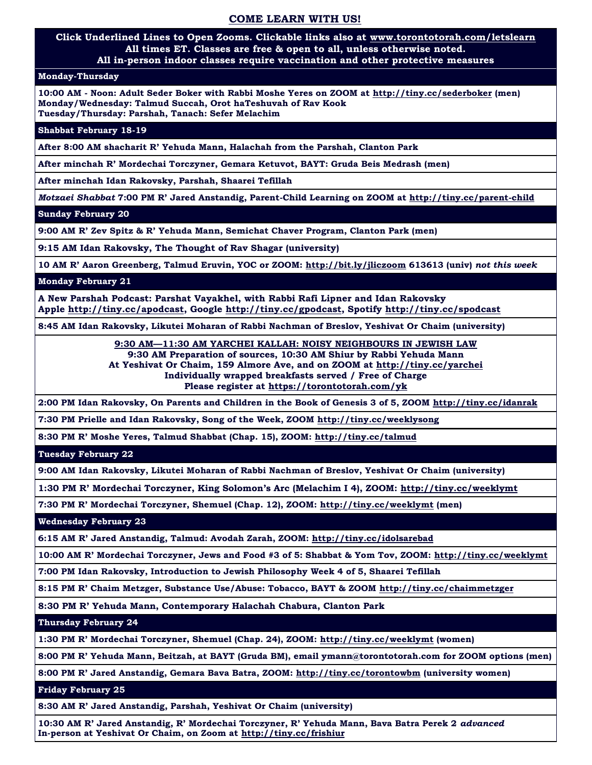# COME LEARN WITH US!

**Click Underlined Lines to Open Zooms. Clickable links also at www.torontotorah.com/letslearn**
**All times ET. Classes are free & open to all, unless otherwise noted.**
**All in-person indoor classes require vaccination and other protective measures**

## Monday-Thursday

**10:00 AM - Noon: Adult Seder Boker with Rabbi Moshe Yeres on ZOOM at http://tiny.cc/sederboker (men)**
**Monday/Wednesday: Talmud Succah, Orot haTeshuvah of Rav Kook**
**Tuesday/Thursday: Parshah, Tanach: Sefer Melachim**

## Shabbat February 18-19

**After 8:00 AM shacharit R' Yehuda Mann, Halachah from the Parshah, Clanton Park**

**After minchah R' Mordechai Torczyner, Gemara Ketuvot, BAYT: Gruda Beis Medrash (men)**

**After minchah Idan Rakovsky, Parshah, Shaarei Tefillah**

***Motzaei Shabbat* 7:00 PM R' Jared Anstandig, Parent-Child Learning on ZOOM at http://tiny.cc/parent-child**

## Sunday February 20

**9:00 AM R' Zev Spitz & R' Yehuda Mann, Semichat Chaver Program, Clanton Park (men)**

**9:15 AM Idan Rakovsky, The Thought of Rav Shagar (university)**

**10 AM R' Aaron Greenberg, Talmud Eruvin, YOC or ZOOM: http://bit.ly/jliczoom 613613 (univ) *not this week***

## Monday February 21

**A New Parshah Podcast: Parshat Vayakhel, with Rabbi Rafi Lipner and Idan Rakovsky**
**Apple http://tiny.cc/apodcast, Google http://tiny.cc/gpodcast, Spotify http://tiny.cc/spodcast**

**8:45 AM Idan Rakovsky, Likutei Moharan of Rabbi Nachman of Breslov, Yeshivat Or Chaim (university)**

**9:30 AM—11:30 AM YARCHEI KALLAH: NOISY NEIGHBOURS IN JEWISH LAW**
**9:30 AM Preparation of sources, 10:30 AM Shiur by Rabbi Yehuda Mann**
**At Yeshivat Or Chaim, 159 Almore Ave, and on ZOOM at http://tiny.cc/yarchei**
**Individually wrapped breakfasts served / Free of Charge**
**Please register at https://torontotorah.com/yk**

**2:00 PM Idan Rakovsky, On Parents and Children in the Book of Genesis 3 of 5, ZOOM http://tiny.cc/idanrak**

**7:30 PM Prielle and Idan Rakovsky, Song of the Week, ZOOM http://tiny.cc/weeklysong**

**8:30 PM R' Moshe Yeres, Talmud Shabbat (Chap. 15), ZOOM: http://tiny.cc/talmud**

## Tuesday February 22

**9:00 AM Idan Rakovsky, Likutei Moharan of Rabbi Nachman of Breslov, Yeshivat Or Chaim (university)**

**1:30 PM R' Mordechai Torczyner, King Solomon's Arc (Melachim I 4), ZOOM: http://tiny.cc/weeklymt**

**7:30 PM R' Mordechai Torczyner, Shemuel (Chap. 12), ZOOM: http://tiny.cc/weeklymt (men)**

## Wednesday February 23

**6:15 AM R' Jared Anstandig, Talmud: Avodah Zarah, ZOOM: http://tiny.cc/idolsarebad**

**10:00 AM R' Mordechai Torczyner, Jews and Food #3 of 5: Shabbat & Yom Tov, ZOOM: http://tiny.cc/weeklymt**

**7:00 PM Idan Rakovsky, Introduction to Jewish Philosophy Week 4 of 5, Shaarei Tefillah**

**8:15 PM R' Chaim Metzger, Substance Use/Abuse: Tobacco, BAYT & ZOOM http://tiny.cc/chaimmetzger**

**8:30 PM R' Yehuda Mann, Contemporary Halachah Chabura, Clanton Park**

## Thursday February 24

**1:30 PM R' Mordechai Torczyner, Shemuel (Chap. 24), ZOOM: http://tiny.cc/weeklymt (women)**

**8:00 PM R' Yehuda Mann, Beitzah, at BAYT (Gruda BM), email ymann@torontotorah.com for ZOOM options (men)**

**8:00 PM R' Jared Anstandig, Gemara Bava Batra, ZOOM: http://tiny.cc/torontowbm (university women)**

## Friday February 25

**8:30 AM R' Jared Anstandig, Parshah, Yeshivat Or Chaim (university)**

**10:30 AM R' Jared Anstandig, R' Mordechai Torczyner, R' Yehuda Mann, Bava Batra Perek 2 *advanced***
**In-person at Yeshivat Or Chaim, on Zoom at http://tiny.cc/frishiur**